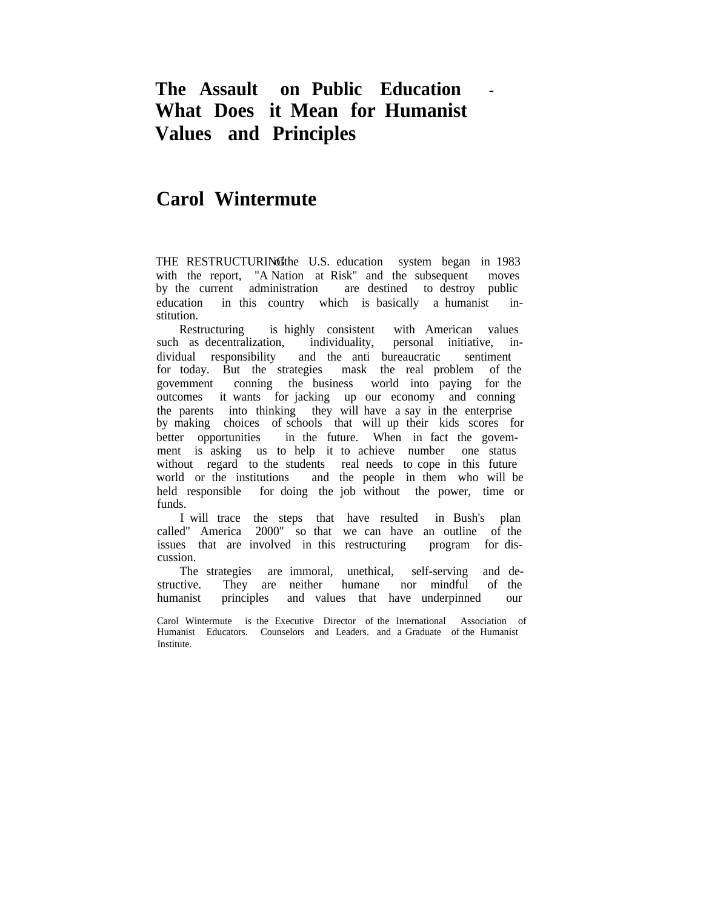# The Assault on Public Education - What Does it Mean for Humanist Values and Principles

## Carol Wintermute

THE RESTRUCTURING of the U.S. education system began in 1983 with the report, "A Nation at Risk" and the subsequent moves by the current administration are destined to destroy public education in this country which is basically a humanist institution.

Restructuring is highly consistent with American values such as decentralization, individuality, personal initiative, individual responsibility and the anti bureaucratic sentiment for today. But the strategies mask the real problem of the govemment conning the business world into paying for the outcomes it wants for jacking up our economy and conning the parents into thinking they will have a say in the enterprise by making choices of schools that will up their kids scores for better opportunities in the future. When in fact the govemment is asking us to help it to achieve number one status without regard to the students real needs to cope in this future world or the institutions and the people in them who will be held responsible for doing the job without the power, time or funds.

I will trace the steps that have resulted in Bush's plan called" America 2000" so that we can have an outline of the issues that are involved in this restructuring program for discussion.

The strategies are immoral, unethical, self-serving and destructive. They are neither humane nor mindful of the humanist principles and values that have underpinned our

Carol Wintermute is the Executive Director of the International Association of Humanist Educators. Counselors and Leaders. and a Graduate of the Humanist Institute.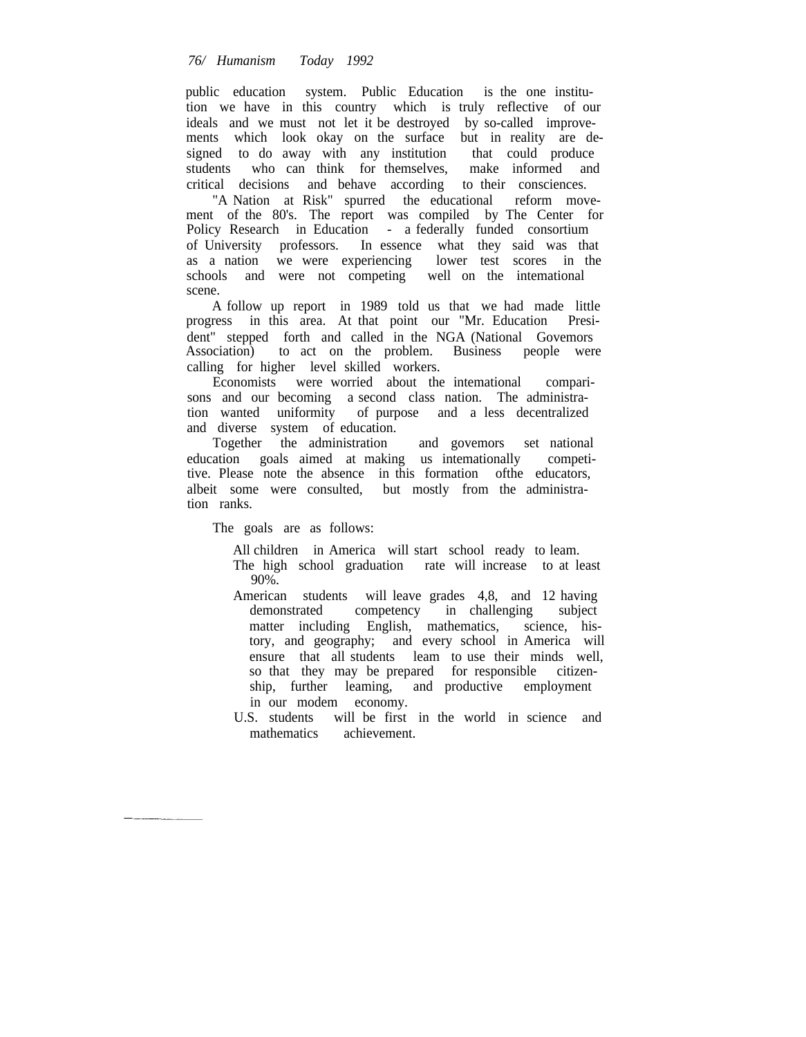public education system. Public Education is the one institution we have in this country which is truly reflective of our ideals and we must not let it be destroyed by so-called improvements which look okay on the surface but in reality are designed to do away with any institution that could produce students who can think for themselves, make informed and critical decisions and behave according to their consciences.

"A Nation at Risk" spurred the educational reform movement of the 80's. The report was compiled by The Center for Policy Research in Education - a federally funded consortium of University professors. In essence what they said was that as a nation we were experiencing lower test scores in the schools and were not competing well on the intemational scene.

A follow up report in 1989 told us that we had made little progress in this area. At that point our "Mr. Education President" stepped forth and called in the NGA (National Govemors Association) to act on the problem. Business people were calling for higher level skilled workers.

Economists were worried about the intemational comparisons and our becoming a second class nation. The administration wanted uniformity of purpose and a less decentralized and diverse system of education.

Together the administration and govemors set national education goals aimed at making us intemationally competitive. Please note the absence in this formation ofthe educators, albeit some were consulted, but mostly from the administration ranks.

The goals are as follows:

- All children in America will start school ready to leam.
- The high school graduation rate will increase to at least 90%.
- American students will leave grades 4,8, and 12 having demonstrated competency in challenging subject matter including English, mathematics, science, history, and geography; and every school in America will ensure that all students leam to use their minds well, so that they may be prepared for responsible citizenship, further leaming, and productive employment in our modem economy.
- U.S. students will be first in the world in science and mathematics achievement.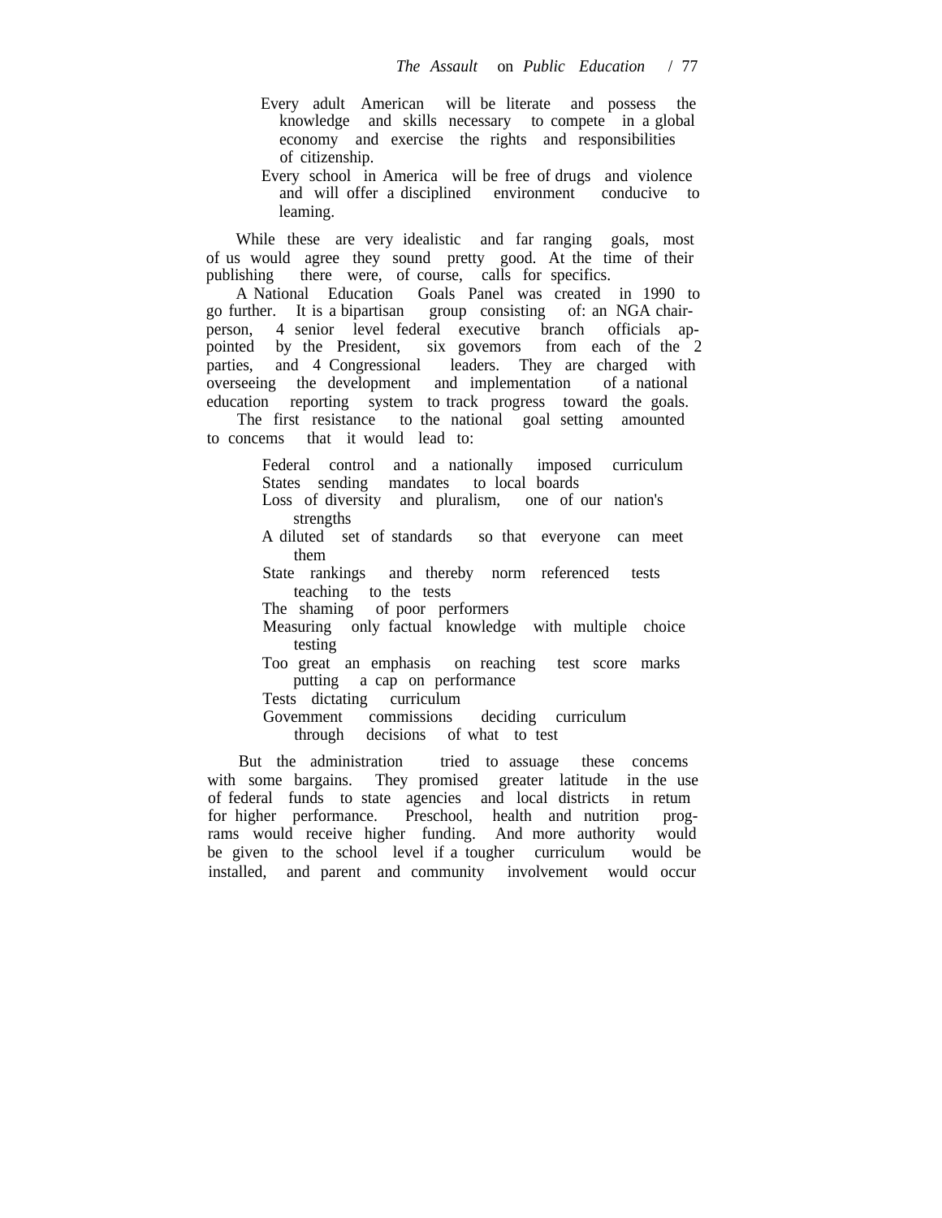- Every adult American will be literate and possess the knowledge and skills necessary to compete in a global economy and exercise the rights and responsibilities of citizenship.
- Every school in America will be free of drugs and violence and will offer a disciplined environment conducive to leaming.

While these are very idealistic and far ranging goals, most of us would agree they sound pretty good. At the time of their publishing there were, of course, calls for specifics.

A National Education Goals Panel was created in 1990 to go further. It is a bipartisan group consisting of: an NGA chair-person, 4 senior level federal executive branch officials appointed by the President, six govemors from each of the 2 parties, and 4 Congressional leaders. They are charged with overseeing the development and implementation of a national education reporting system to track progress toward the goals.

The first resistance to the national goal setting amounted to concems that it would lead to:

- Federal control and a nationally imposed curriculum
- States sending mandates to local boards
- Loss of diversity and pluralism, one of our nation's strengths
- A diluted set of standards so that everyone can meet them
- State rankings and thereby norm referenced tests teaching to the tests
- The shaming of poor performers
- Measuring only factual knowledge with multiple choice testing
- Too great an emphasis on reaching test score marks putting a cap on performance
- Tests dictating curriculum
- Govemment commissions deciding curriculum through decisions of what to test

But the administration tried to assuage these concems with some bargains. They promised greater latitude in the use of federal funds to state agencies and local districts in retum for higher performance. Preschool, health and nutrition programs would receive higher funding. And more authority would be given to the school level if a tougher curriculum would be installed, and parent and community involvement would occur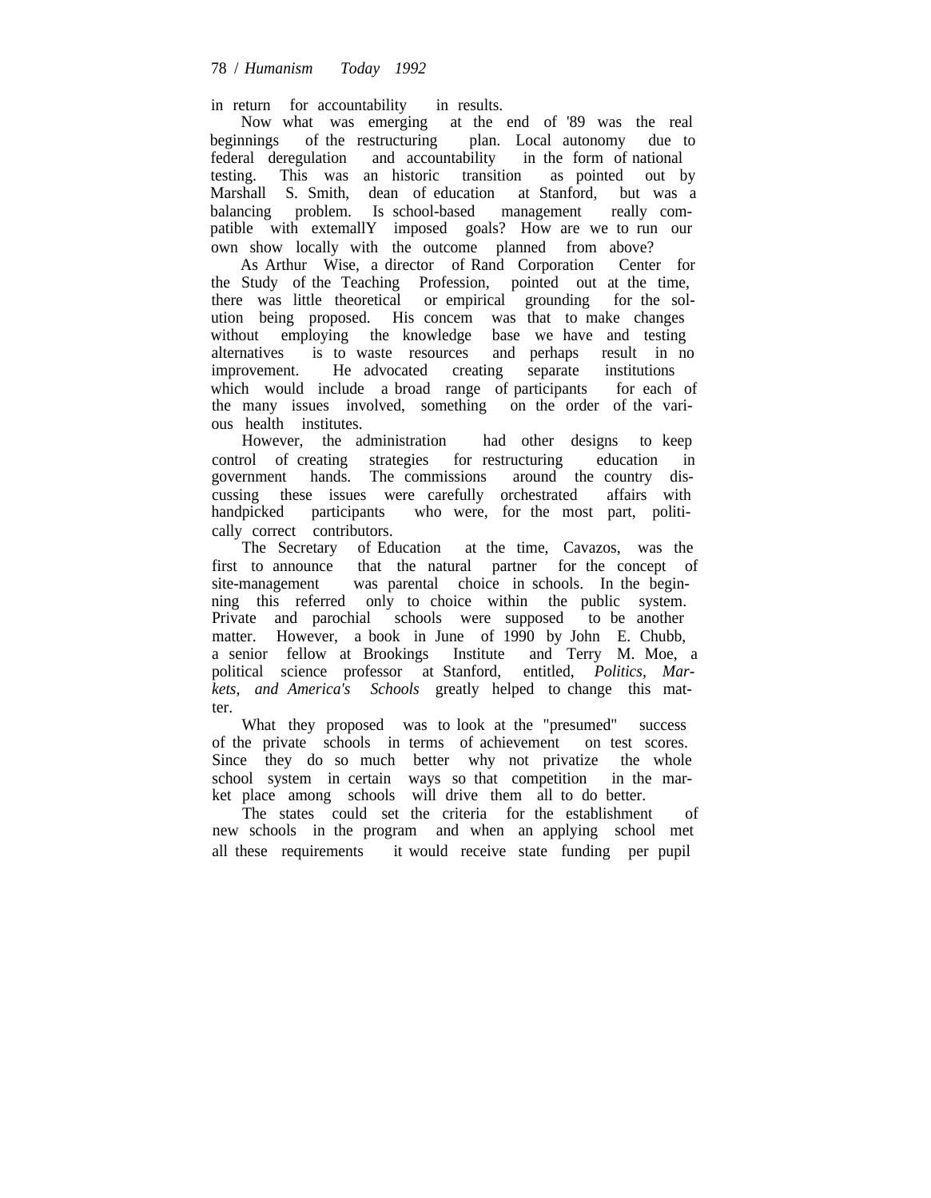in return for accountability in results.

Now what was emerging at the end of '89 was the real beginnings of the restructuring plan. Local autonomy due to federal deregulation and accountability in the form of national testing. This was an historic transition as pointed out by Marshall S. Smith, dean of education at Stanford, but was a balancing problem. Is school-based management really compatible with externallY imposed goals? How are we to run our own show locally with the outcome planned from above?

As Arthur Wise, a director of Rand Corporation Center for the Study of the Teaching Profession, pointed out at the time, there was little theoretical or empirical grounding for the solution being proposed. His concem was that to make changes without employing the knowledge base we have and testing alternatives is to waste resources and perhaps result in no improvement. He advocated creating separate institutions which would include a broad range of participants for each of the many issues involved, something on the order of the various health institutes.

However, the administration had other designs to keep control of creating strategies for restructuring education in government hands. The commissions around the country discussing these issues were carefully orchestrated affairs with handpicked participants who were, for the most part, politically correct contributors.

The Secretary of Education at the time, Cavazos, was the first to announce that the natural partner for the concept of site-management was parental choice in schools. In the beginning this referred only to choice within the public system. Private and parochial schools were supposed to be another matter. However, a book in June of 1990 by John E. Chubb, a senior fellow at Brookings Institute and Terry M. Moe, a political science professor at Stanford, entitled, *Politics, Markets, and America's Schools* greatly helped to change this matter.

What they proposed was to look at the "presumed" success of the private schools in terms of achievement on test scores. Since they do so much better why not privatize the whole school system in certain ways so that competition in the market place among schools will drive them all to do better.

The states could set the criteria for the establishment of new schools in the program and when an applying school met all these requirements it would receive state funding per pupil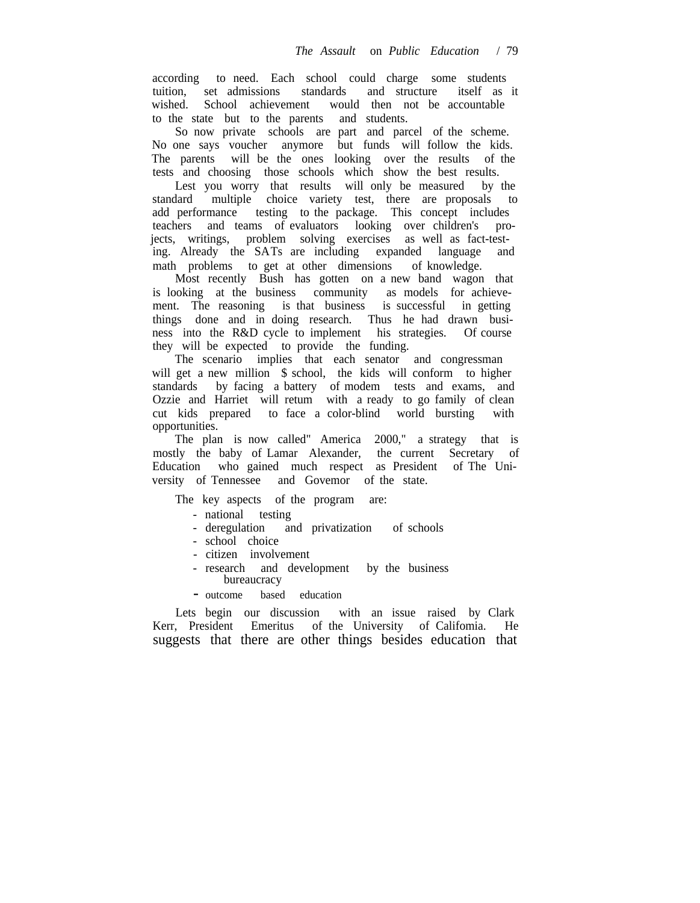according to need. Each school could charge some students tuition, set admissions standards and structure itself as it wished. School achievement would then not be accountable to the state but to the parents and students.

So now private schools are part and parcel of the scheme. No one says voucher anymore but funds will follow the kids. The parents will be the ones looking over the results of the tests and choosing those schools which show the best results.

Lest you worry that results will only be measured by the standard multiple choice variety test, there are proposals to add performance testing to the package. This concept includes teachers and teams of evaluators looking over children's projects, writings, problem solving exercises as well as fact-testing. Already the SATs are including expanded language and math problems to get at other dimensions of knowledge.

Most recently Bush has gotten on a new band wagon that is looking at the business community as models for achievement. The reasoning is that business is successful in getting things done and in doing research. Thus he had drawn business into the R&D cycle to implement his strategies. Of course they will be expected to provide the funding.

The scenario implies that each senator and congressman will get a new million $ school, the kids will conform to higher standards by facing a battery of modem tests and exams, and Ozzie and Harriet will retum with a ready to go family of clean cut kids prepared to face a color-blind world bursting with opportunities.

The plan is now called" America 2000," a strategy that is mostly the baby of Lamar Alexander, the current Secretary of Education who gained much respect as President of The University of Tennessee and Govemor of the state.

The key aspects of the program are:

- national testing
- deregulation and privatization of schools
- school choice
- citizen involvement
- research and development by the business bureaucracy
- outcome based education

Lets begin our discussion with an issue raised by Clark Kerr, President Emeritus of the University of Califomia. He suggests that there are other things besides education that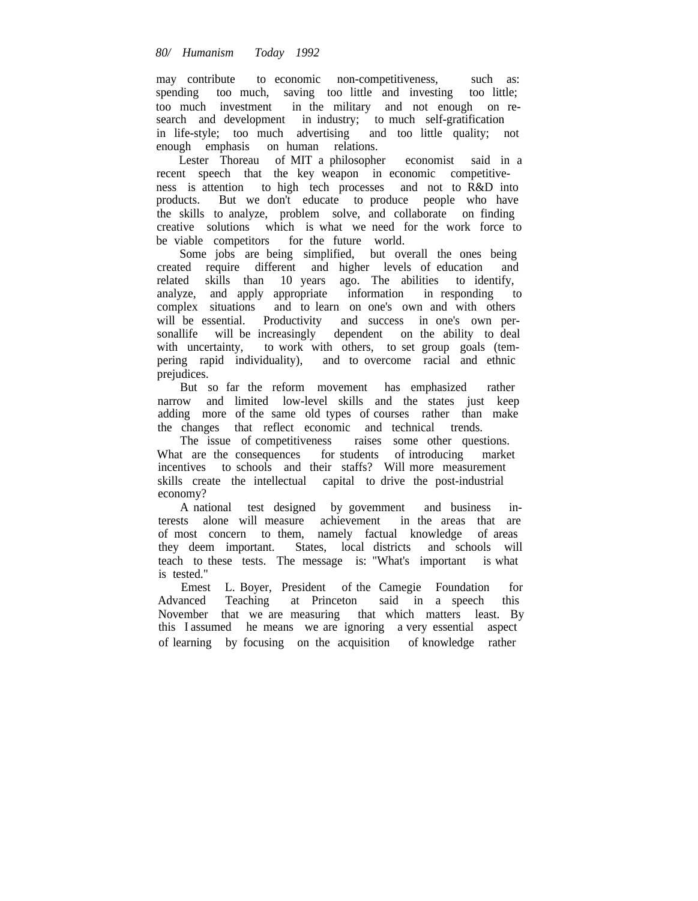may contribute to economic non-competitiveness, such as: spending too much, saving too little and investing too little; too much investment in the military and not enough on research and development in industry; to much self-gratification in life-style; too much advertising and too little quality; not enough emphasis on human relations.

Lester Thoreau of MIT a philosopher economist said in a recent speech that the key weapon in economic competitiveness is attention to high tech processes and not to R&D into products. But we don't educate to produce people who have the skills to analyze, problem solve, and collaborate on finding creative solutions which is what we need for the work force to be viable competitors for the future world.

Some jobs are being simplified, but overall the ones being created require different and higher levels of education and related skills than 10 years ago. The abilities to identify, analyze, and apply appropriate information in responding to complex situations and to learn on one's own and with others will be essential. Productivity and success in one's own personallife will be increasingly dependent on the ability to deal with uncertainty, to work with others, to set group goals (tempering rapid individuality), and to overcome racial and ethnic prejudices.

But so far the reform movement has emphasized rather narrow and limited low-level skills and the states just keep adding more of the same old types of courses rather than make the changes that reflect economic and technical trends.

The issue of competitiveness raises some other questions. What are the consequences for students of introducing market incentives to schools and their staffs? Will more measurement skills create the intellectual capital to drive the post-industrial economy?

A national test designed by govemment and business interests alone will measure achievement in the areas that are of most concern to them, namely factual knowledge of areas they deem important. States, local districts and schools will teach to these tests. The message is: "What's important is what is tested."

Emest L. Boyer, President of the Camegie Foundation for Advanced Teaching at Princeton said in a speech this November that we are measuring that which matters least. By this I assumed he means we are ignoring a very essential aspect of learning by focusing on the acquisition of knowledge rather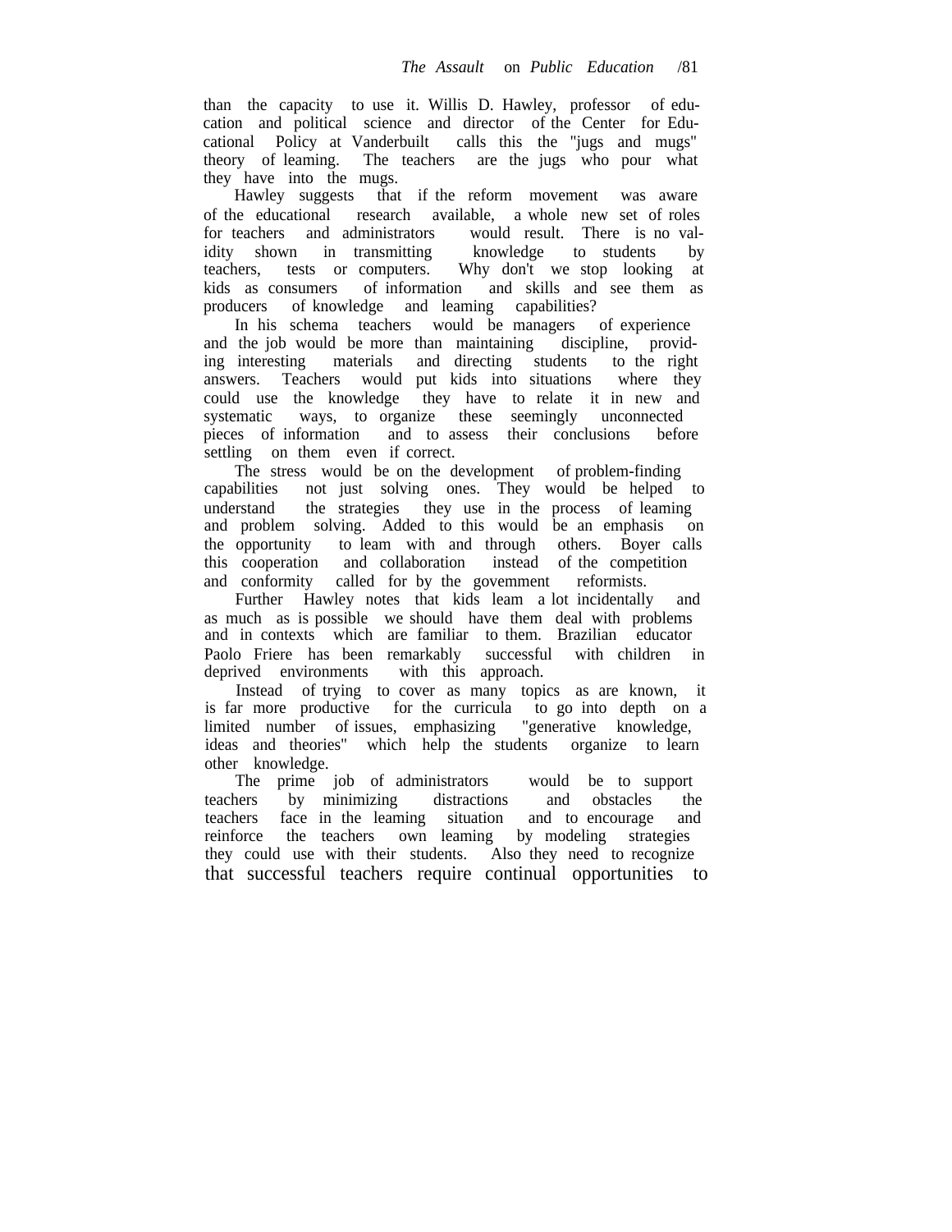than the capacity to use it. Willis D. Hawley, professor of education and political science and director of the Center for Educational Policy at Vanderbuilt calls this the "jugs and mugs" theory of leaming. The teachers are the jugs who pour what they have into the mugs.

Hawley suggests that if the reform movement was aware of the educational research available, a whole new set of roles for teachers and administrators would result. There is no validity shown in transmitting knowledge to students by teachers, tests or computers. Why don't we stop looking at kids as consumers of information and skills and see them as producers of knowledge and leaming capabilities?

In his schema teachers would be managers of experience and the job would be more than maintaining discipline, providing interesting materials and directing students to the right answers. Teachers would put kids into situations where they could use the knowledge they have to relate it in new and systematic ways, to organize these seemingly unconnected pieces of information and to assess their conclusions before settling on them even if correct.

The stress would be on the development of problem-finding capabilities not just solving ones. They would be helped to understand the strategies they use in the process of leaming and problem solving. Added to this would be an emphasis on the opportunity to leam with and through others. Boyer calls this cooperation and collaboration instead of the competition and conformity called for by the govemment reformists.

Further Hawley notes that kids leam a lot incidentally and as much as is possible we should have them deal with problems and in contexts which are familiar to them. Brazilian educator Paolo Friere has been remarkably successful with children in deprived environments with this approach.

Instead of trying to cover as many topics as are known, it is far more productive for the curricula to go into depth on a limited number of issues, emphasizing "generative knowledge, ideas and theories" which help the students organize to learn other knowledge.

The prime job of administrators would be to support teachers by minimizing distractions and obstacles the teachers face in the leaming situation and to encourage and reinforce the teachers own leaming by modeling strategies they could use with their students. Also they need to recognize that successful teachers require continual opportunities to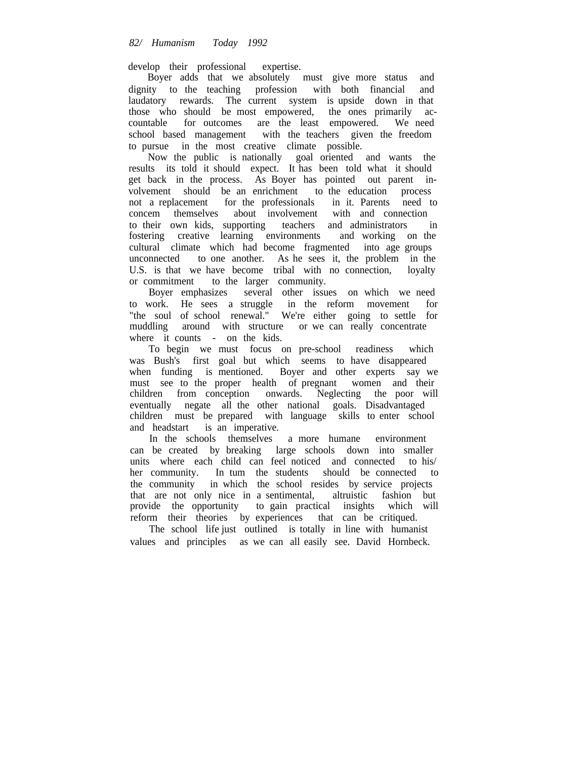develop their professional expertise.

Boyer adds that we absolutely must give more status and dignity to the teaching profession with both financial and laudatory rewards. The current system is upside down in that those who should be most empowered, the ones primarily accountable for outcomes are the least empowered. We need school based management with the teachers given the freedom to pursue in the most creative climate possible.

Now the public is nationally goal oriented and wants the results its told it should expect. It has been told what it should get back in the process. As Boyer has pointed out parent involvement should be an enrichment to the education process not a replacement for the professionals in it. Parents need to concem themselves about involvement with and connection to their own kids, supporting teachers and administrators in fostering creative learning environments and working on the cultural climate which had become fragmented into age groups unconnected to one another. As he sees it, the problem in the U.S. is that we have become tribal with no connection, loyalty or commitment to the larger community.

Boyer emphasizes several other issues on which we need to work. He sees a struggle in the reform movement for "the soul of school renewal." We're either going to settle for muddling around with structure or we can really concentrate where it counts - on the kids.

To begin we must focus on pre-school readiness which was Bush's first goal but which seems to have disappeared when funding is mentioned. Boyer and other experts say we must see to the proper health of pregnant women and their children from conception onwards. Neglecting the poor will eventually negate all the other national goals. Disadvantaged children must be prepared with language skills to enter school and headstart is an imperative.

In the schools themselves a more humane environment can be created by breaking large schools down into smaller units where each child can feel noticed and connected to his/her community. In tum the students should be connected to the community in which the school resides by service projects that are not only nice in a sentimental, altruistic fashion but provide the opportunity to gain practical insights which will reform their theories by experiences that can be critiqued.

The school life just outlined is totally in line with humanist values and principles as we can all easily see. David Hornbeck.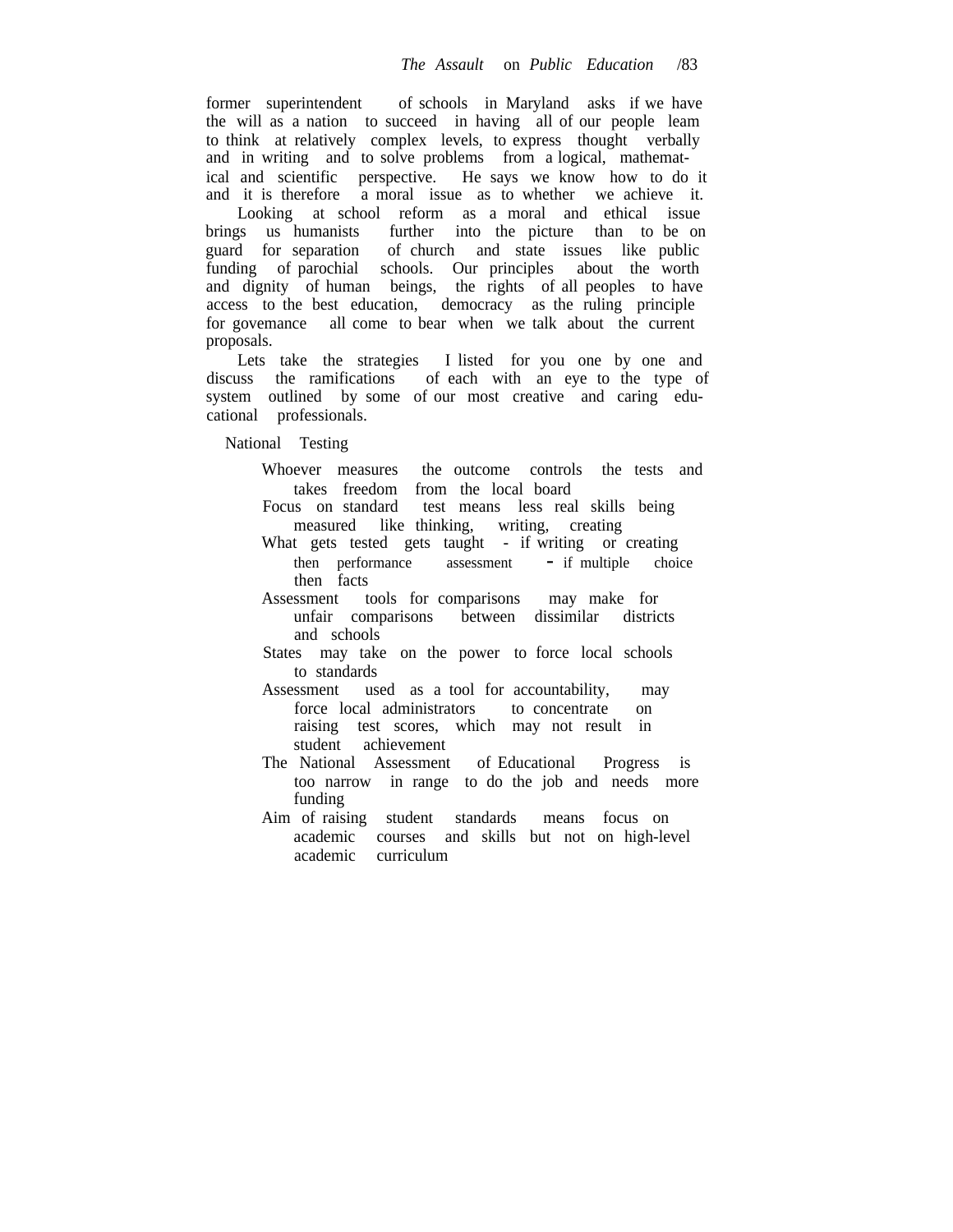former superintendent of schools in Maryland asks if we have the will as a nation to succeed in having all of our people leam to think at relatively complex levels, to express thought verbally and in writing and to solve problems from a logical, mathematical and scientific perspective. He says we know how to do it and it is therefore a moral issue as to whether we achieve it.

Looking at school reform as a moral and ethical issue brings us humanists further into the picture than to be on guard for separation of church and state issues like public funding of parochial schools. Our principles about the worth and dignity of human beings, the rights of all peoples to have access to the best education, democracy as the ruling principle for govemance all come to bear when we talk about the current proposals.

Lets take the strategies I listed for you one by one and discuss the ramifications of each with an eye to the type of system outlined by some of our most creative and caring educational professionals.

National Testing

- Whoever measures the outcome controls the tests and takes freedom from the local board
- Focus on standard test means less real skills being measured like thinking, writing, creating
- What gets tested gets taught - if writing or creating then performance assessment - if multiple choice then facts
- Assessment tools for comparisons may make for unfair comparisons between dissimilar districts and schools
- States may take on the power to force local schools to standards
- Assessment used as a tool for accountability, may force local administrators to concentrate on raising test scores, which may not result in student achievement
- The National Assessment of Educational Progress is too narrow in range to do the job and needs more funding
- Aim of raising student standards means focus on academic courses and skills but not on high-level academic curriculum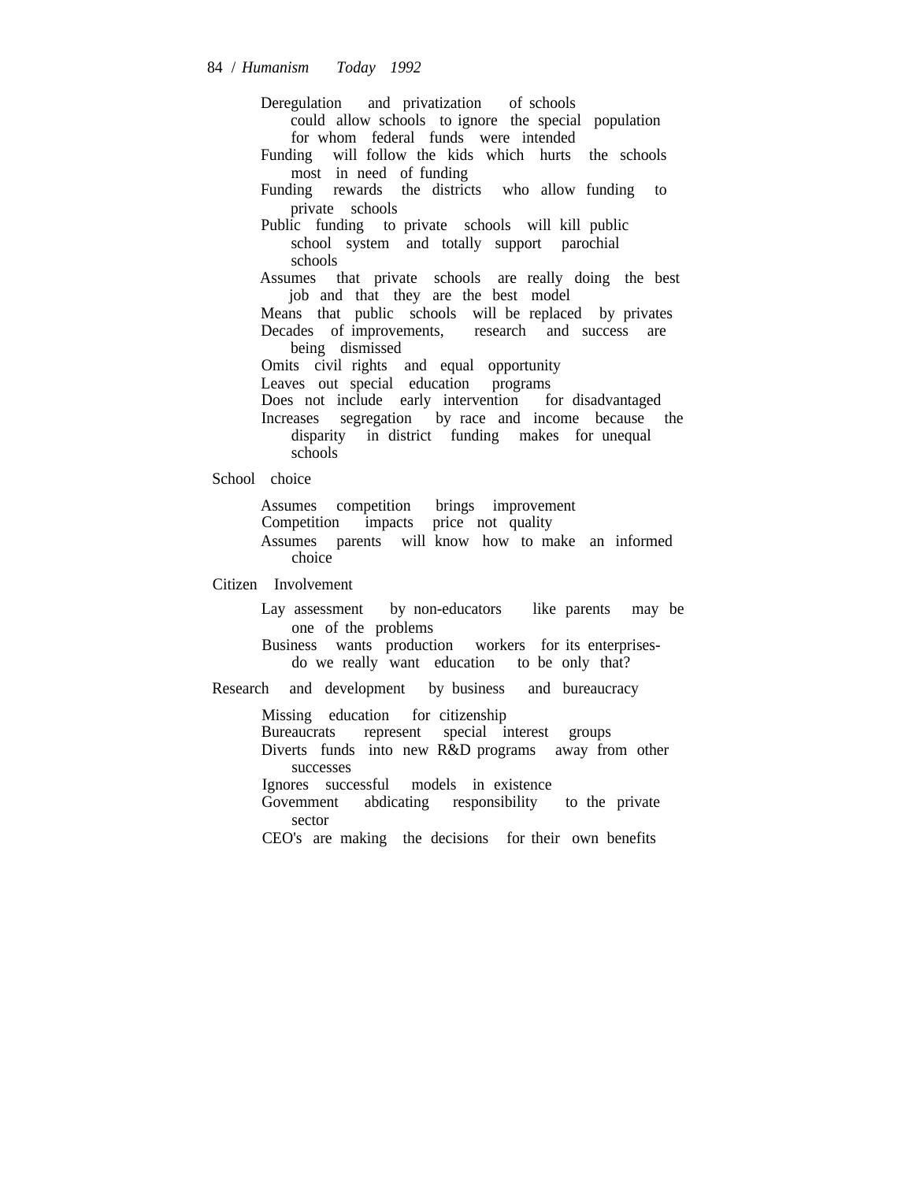- Deregulation and privatization of schools could allow schools to ignore the special population for whom federal funds were intended
- Funding will follow the kids which hurts the schools most in need of funding
- Funding rewards the districts who allow funding to private schools
- Public funding to private schools will kill public school system and totally support parochial schools
- Assumes that private schools are really doing the best job and that they are the best model
- Means that public schools will be replaced by privates
- Decades of improvements, research and success are being dismissed
- Omits civil rights and equal opportunity
- Leaves out special education programs
- Does not include early intervention for disadvantaged
- Increases segregation by race and income because the disparity in district funding makes for unequal schools

School choice

- Assumes competition brings improvement
- Competition impacts price not quality
- Assumes parents will know how to make an informed choice

Citizen Involvement

- Lay assessment by non-educators like parents may be one of the problems
- Business wants production workers for its enterprises- do we really want education to be only that?

Research and development by business and bureaucracy

- Missing education for citizenship
- Bureaucrats represent special interest groups
- Diverts funds into new R&D programs away from other successes
- Ignores successful models in existence
- Govemment abdicating responsibility to the private sector
- CEO's are making the decisions for their own benefits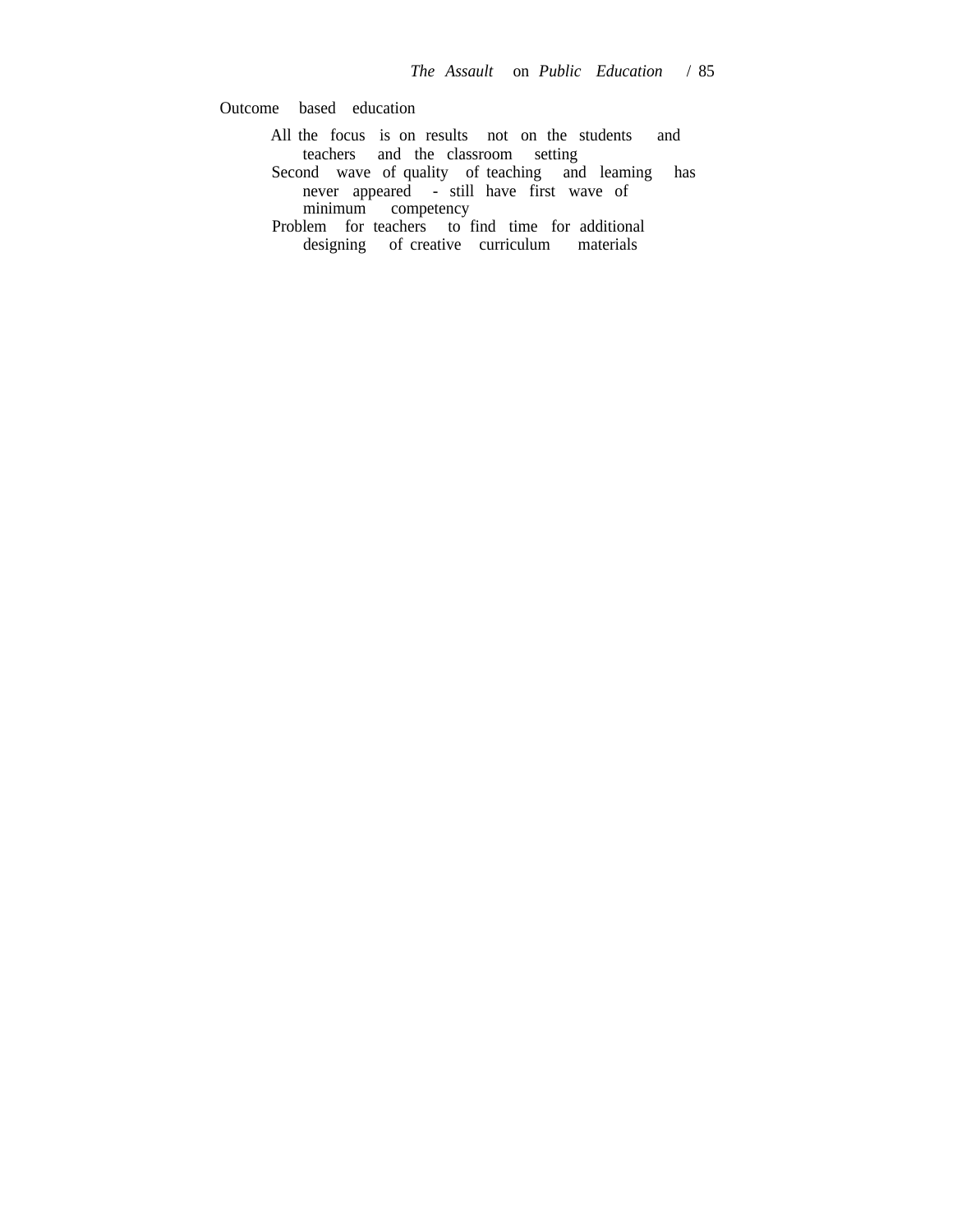Outcome based education

- All the focus is on results not on the students and teachers and the classroom setting
- Second wave of quality of teaching and leaming has never appeared - still have first wave of minimum competency
- Problem for teachers to find time for additional designing of creative curriculum materials